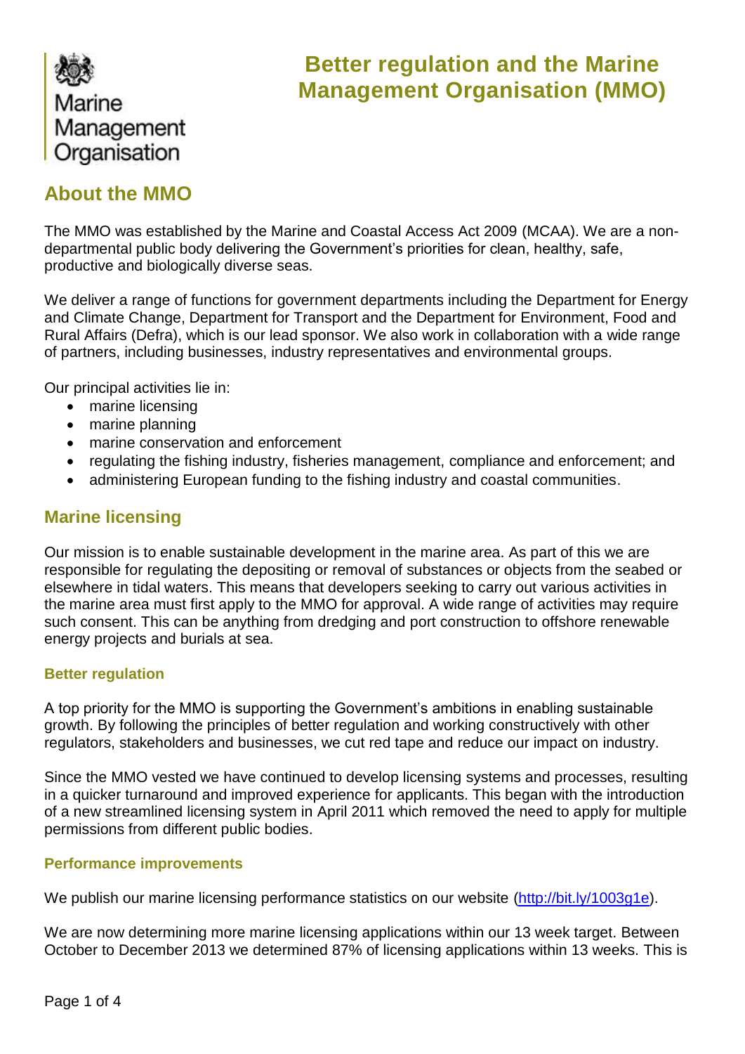Marine Management Organisation

# Better regulation and the Marine Management Organisation (MMO)

## About the MMO

The MMO was established by the Marine and Coastal Access Act 2009 (MCAA). We are a non-departmental public body delivering the Government's priorities for clean, healthy, safe, productive and biologically diverse seas.

We deliver a range of functions for government departments including the Department for Energy and Climate Change, Department for Transport and the Department for Environment, Food and Rural Affairs (Defra), which is our lead sponsor. We also work in collaboration with a wide range of partners, including businesses, industry representatives and environmental groups.

Our principal activities lie in:

- marine licensing
- marine planning
- marine conservation and enforcement
- regulating the fishing industry, fisheries management, compliance and enforcement; and
- administering European funding to the fishing industry and coastal communities.

## Marine licensing

Our mission is to enable sustainable development in the marine area. As part of this we are responsible for regulating the depositing or removal of substances or objects from the seabed or elsewhere in tidal waters. This means that developers seeking to carry out various activities in the marine area must first apply to the MMO for approval. A wide range of activities may require such consent. This can be anything from dredging and port construction to offshore renewable energy projects and burials at sea.

### Better regulation

A top priority for the MMO is supporting the Government's ambitions in enabling sustainable growth. By following the principles of better regulation and working constructively with other regulators, stakeholders and businesses, we cut red tape and reduce our impact on industry.

Since the MMO vested we have continued to develop licensing systems and processes, resulting in a quicker turnaround and improved experience for applicants. This began with the introduction of a new streamlined licensing system in April 2011 which removed the need to apply for multiple permissions from different public bodies.

### Performance improvements

We publish our marine licensing performance statistics on our website (http://bit.ly/1003g1e).

We are now determining more marine licensing applications within our 13 week target. Between October to December 2013 we determined 87% of licensing applications within 13 weeks. This is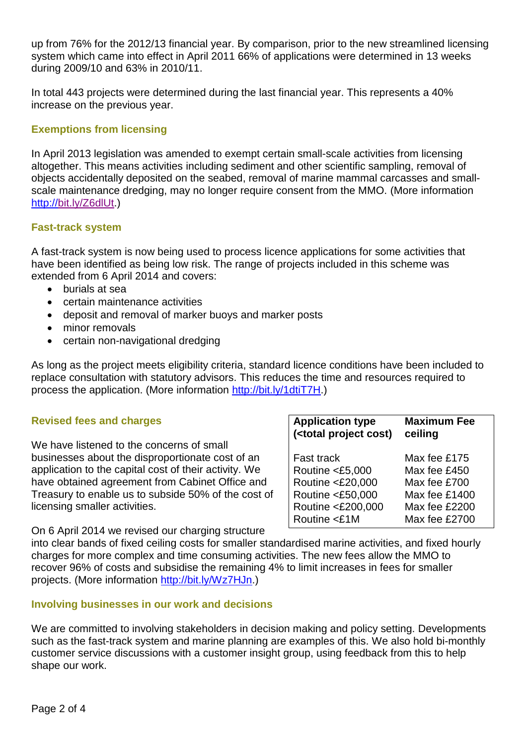up from 76% for the 2012/13 financial year. By comparison, prior to the new streamlined licensing system which came into effect in April 2011 66% of applications were determined in 13 weeks during 2009/10 and 63% in 2010/11.

In total 443 projects were determined during the last financial year. This represents a 40% increase on the previous year.

### Exemptions from licensing

In April 2013 legislation was amended to exempt certain small-scale activities from licensing altogether. This means activities including sediment and other scientific sampling, removal of objects accidentally deposited on the seabed, removal of marine mammal carcasses and small-scale maintenance dredging, may no longer require consent from the MMO. (More information http://bit.ly/Z6dlUt.)

### Fast-track system

A fast-track system is now being used to process licence applications for some activities that have been identified as being low risk. The range of projects included in this scheme was extended from 6 April 2014 and covers:

- burials at sea
- certain maintenance activities
- deposit and removal of marker buoys and marker posts
- minor removals
- certain non-navigational dredging

As long as the project meets eligibility criteria, standard licence conditions have been included to replace consultation with statutory advisors. This reduces the time and resources required to process the application. (More information http://bit.ly/1dtiT7H.)

### Revised fees and charges

We have listened to the concerns of small businesses about the disproportionate cost of an application to the capital cost of their activity. We have obtained agreement from Cabinet Office and Treasury to enable us to subside 50% of the cost of licensing smaller activities.

| Application type (<total project cost) | Maximum Fee ceiling |
|---|---|
| Fast track | Max fee £175 |
| Routine <£5,000 | Max fee £450 |
| Routine <£20,000 | Max fee £700 |
| Routine <£50,000 | Max fee £1400 |
| Routine <£200,000 | Max fee £2200 |
| Routine <£1M | Max fee £2700 |

On 6 April 2014 we revised our charging structure into clear bands of fixed ceiling costs for smaller standardised marine activities, and fixed hourly charges for more complex and time consuming activities. The new fees allow the MMO to recover 96% of costs and subsidise the remaining 4% to limit increases in fees for smaller projects. (More information http://bit.ly/Wz7HJn.)

### Involving businesses in our work and decisions

We are committed to involving stakeholders in decision making and policy setting. Developments such as the fast-track system and marine planning are examples of this. We also hold bi-monthly customer service discussions with a customer insight group, using feedback from this to help shape our work.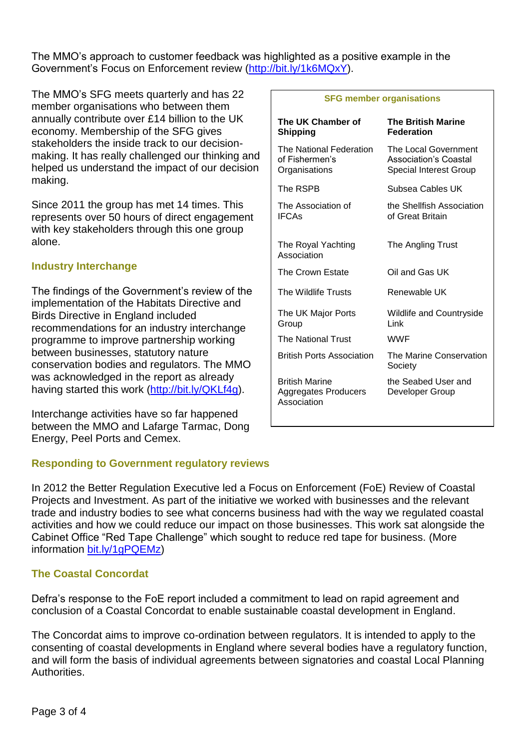The MMO's approach to customer feedback was highlighted as a positive example in the Government's Focus on Enforcement review (http://bit.ly/1k6MQxY).

The MMO's SFG meets quarterly and has 22 member organisations who between them annually contribute over £14 billion to the UK economy. Membership of the SFG gives stakeholders the inside track to our decision-making. It has really challenged our thinking and helped us understand the impact of our decision making.

Since 2011 the group has met 14 times. This represents over 50 hours of direct engagement with key stakeholders through this one group alone.

| SFG member organisations | |
|---|---|
| **The UK Chamber of Shipping** | **The British Marine Federation** |
| The National Federation of Fishermen's Organisations | The Local Government Association's Coastal Special Interest Group |
| The RSPB | Subsea Cables UK |
| The Association of IFCAs | the Shellfish Association of Great Britain |
| The Royal Yachting Association | The Angling Trust |
| The Crown Estate | Oil and Gas UK |
| The Wildlife Trusts | Renewable UK |
| The UK Major Ports Group | Wildlife and Countryside Link |
| The National Trust | WWF |
| British Ports Association | The Marine Conservation Society |
| British Marine Aggregates Producers Association | the Seabed User and Developer Group |

## Industry Interchange

The findings of the Government's review of the implementation of the Habitats Directive and Birds Directive in England included recommendations for an industry interchange programme to improve partnership working between businesses, statutory nature conservation bodies and regulators. The MMO was acknowledged in the report as already having started this work (http://bit.ly/QKLf4g).

Interchange activities have so far happened between the MMO and Lafarge Tarmac, Dong Energy, Peel Ports and Cemex.

## Responding to Government regulatory reviews

In 2012 the Better Regulation Executive led a Focus on Enforcement (FoE) Review of Coastal Projects and Investment. As part of the initiative we worked with businesses and the relevant trade and industry bodies to see what concerns business had with the way we regulated coastal activities and how we could reduce our impact on those businesses. This work sat alongside the Cabinet Office "Red Tape Challenge" which sought to reduce red tape for business. (More information bit.ly/1gPQEMz)

## The Coastal Concordat

Defra's response to the FoE report included a commitment to lead on rapid agreement and conclusion of a Coastal Concordat to enable sustainable coastal development in England.

The Concordat aims to improve co-ordination between regulators. It is intended to apply to the consenting of coastal developments in England where several bodies have a regulatory function, and will form the basis of individual agreements between signatories and coastal Local Planning Authorities.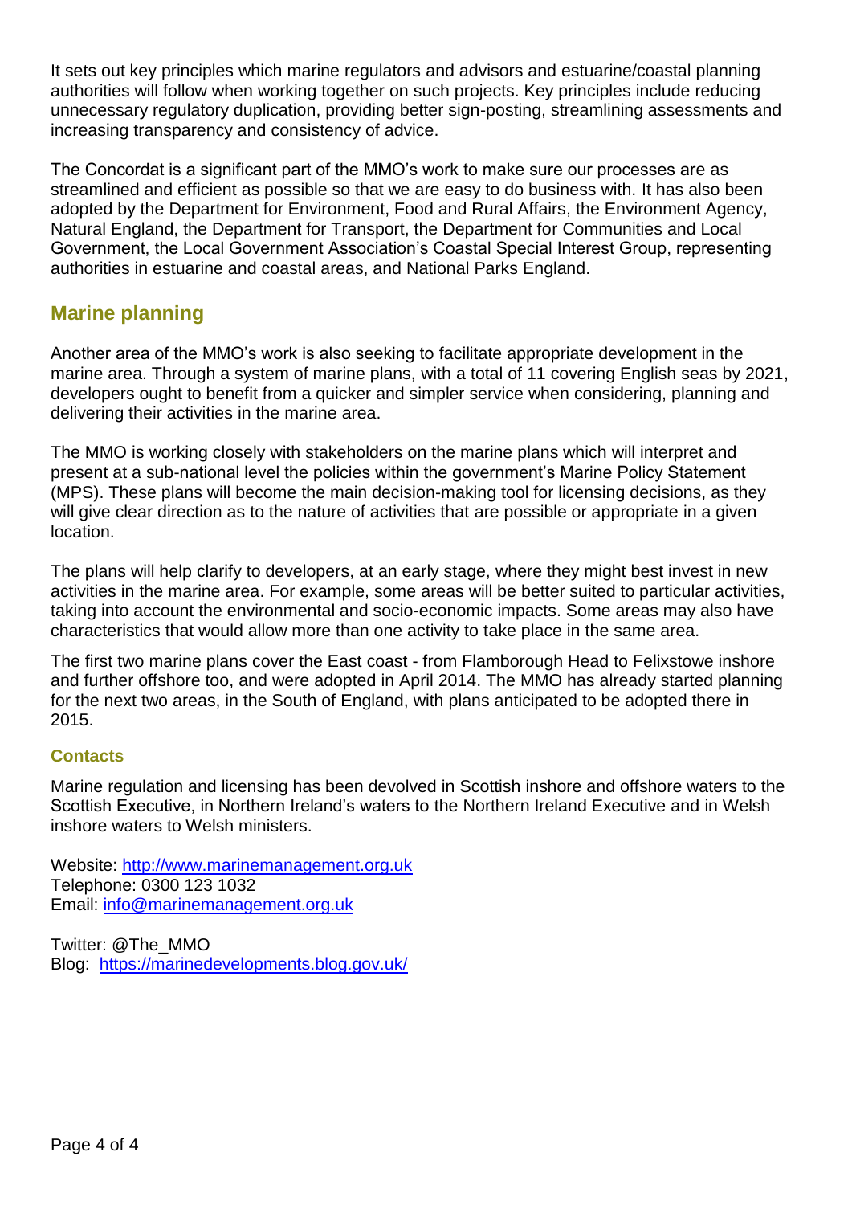It sets out key principles which marine regulators and advisors and estuarine/coastal planning authorities will follow when working together on such projects. Key principles include reducing unnecessary regulatory duplication, providing better sign-posting, streamlining assessments and increasing transparency and consistency of advice.

The Concordat is a significant part of the MMO's work to make sure our processes are as streamlined and efficient as possible so that we are easy to do business with. It has also been adopted by the Department for Environment, Food and Rural Affairs, the Environment Agency, Natural England, the Department for Transport, the Department for Communities and Local Government, the Local Government Association's Coastal Special Interest Group, representing authorities in estuarine and coastal areas, and National Parks England.

## Marine planning

Another area of the MMO's work is also seeking to facilitate appropriate development in the marine area. Through a system of marine plans, with a total of 11 covering English seas by 2021, developers ought to benefit from a quicker and simpler service when considering, planning and delivering their activities in the marine area.

The MMO is working closely with stakeholders on the marine plans which will interpret and present at a sub-national level the policies within the government's Marine Policy Statement (MPS). These plans will become the main decision-making tool for licensing decisions, as they will give clear direction as to the nature of activities that are possible or appropriate in a given location.

The plans will help clarify to developers, at an early stage, where they might best invest in new activities in the marine area. For example, some areas will be better suited to particular activities, taking into account the environmental and socio-economic impacts. Some areas may also have characteristics that would allow more than one activity to take place in the same area.

The first two marine plans cover the East coast - from Flamborough Head to Felixstowe inshore and further offshore too, and were adopted in April 2014. The MMO has already started planning for the next two areas, in the South of England, with plans anticipated to be adopted there in 2015.

### Contacts

Marine regulation and licensing has been devolved in Scottish inshore and offshore waters to the Scottish Executive, in Northern Ireland's waters to the Northern Ireland Executive and in Welsh inshore waters to Welsh ministers.

Website: http://www.marinemanagement.org.uk
Telephone: 0300 123 1032
Email: info@marinemanagement.org.uk

Twitter: @The_MMO
Blog: https://marinedevelopments.blog.gov.uk/